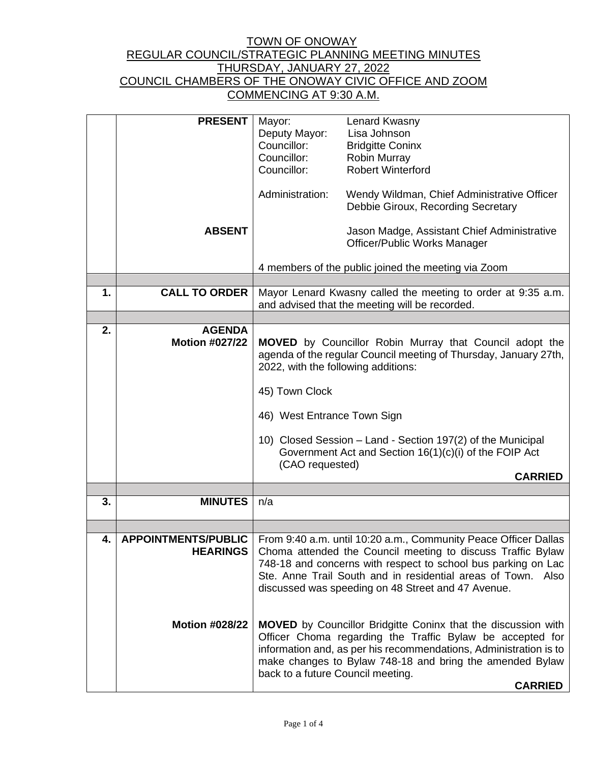# TOWN OF ONOWAY
## REGULAR COUNCIL/STRATEGIC PLANNING MEETING MINUTES
## THURSDAY, JANUARY 27, 2022
## COUNCIL CHAMBERS OF THE ONOWAY CIVIC OFFICE AND ZOOM
## COMMENCING AT 9:30 A.M.

| | | |
|---|---|---|
| | **PRESENT** | Mayor: Lenard Kwasny<br>Deputy Mayor: Lisa Johnson<br>Councillor: Bridgitte Coninx<br>Councillor: Robin Murray<br>Councillor: Robert Winterford<br><br>Administration: Wendy Wildman, Chief Administrative Officer<br>Debbie Giroux, Recording Secretary |
| | **ABSENT** | Jason Madge, Assistant Chief Administrative Officer/Public Works Manager<br><br>4 members of the public joined the meeting via Zoom |
| | | |
| **1.** | **CALL TO ORDER** | Mayor Lenard Kwasny called the meeting to order at 9:35 a.m. and advised that the meeting will be recorded. |
| | | |
| **2.** | **AGENDA**<br>**Motion #027/22** | **MOVED** by Councillor Robin Murray that Council adopt the agenda of the regular Council meeting of Thursday, January 27th, 2022, with the following additions:<br><br>45) Town Clock<br><br>46) West Entrance Town Sign<br><br>10) Closed Session – Land - Section 197(2) of the Municipal Government Act and Section 16(1)(c)(i) of the FOIP Act (CAO requested)<br><br>**CARRIED** |
| | | |
| **3.** | **MINUTES** | n/a |
| | | |
| **4.** | **APPOINTMENTS/PUBLIC HEARINGS** | From 9:40 a.m. until 10:20 a.m., Community Peace Officer Dallas Choma attended the Council meeting to discuss Traffic Bylaw 748-18 and concerns with respect to school bus parking on Lac Ste. Anne Trail South and in residential areas of Town. Also discussed was speeding on 48 Street and 47 Avenue. |
| | **Motion #028/22** | **MOVED** by Councillor Bridgitte Coninx that the discussion with Officer Choma regarding the Traffic Bylaw be accepted for information and, as per his recommendations, Administration is to make changes to Bylaw 748-18 and bring the amended Bylaw back to a future Council meeting.<br><br>**CARRIED** |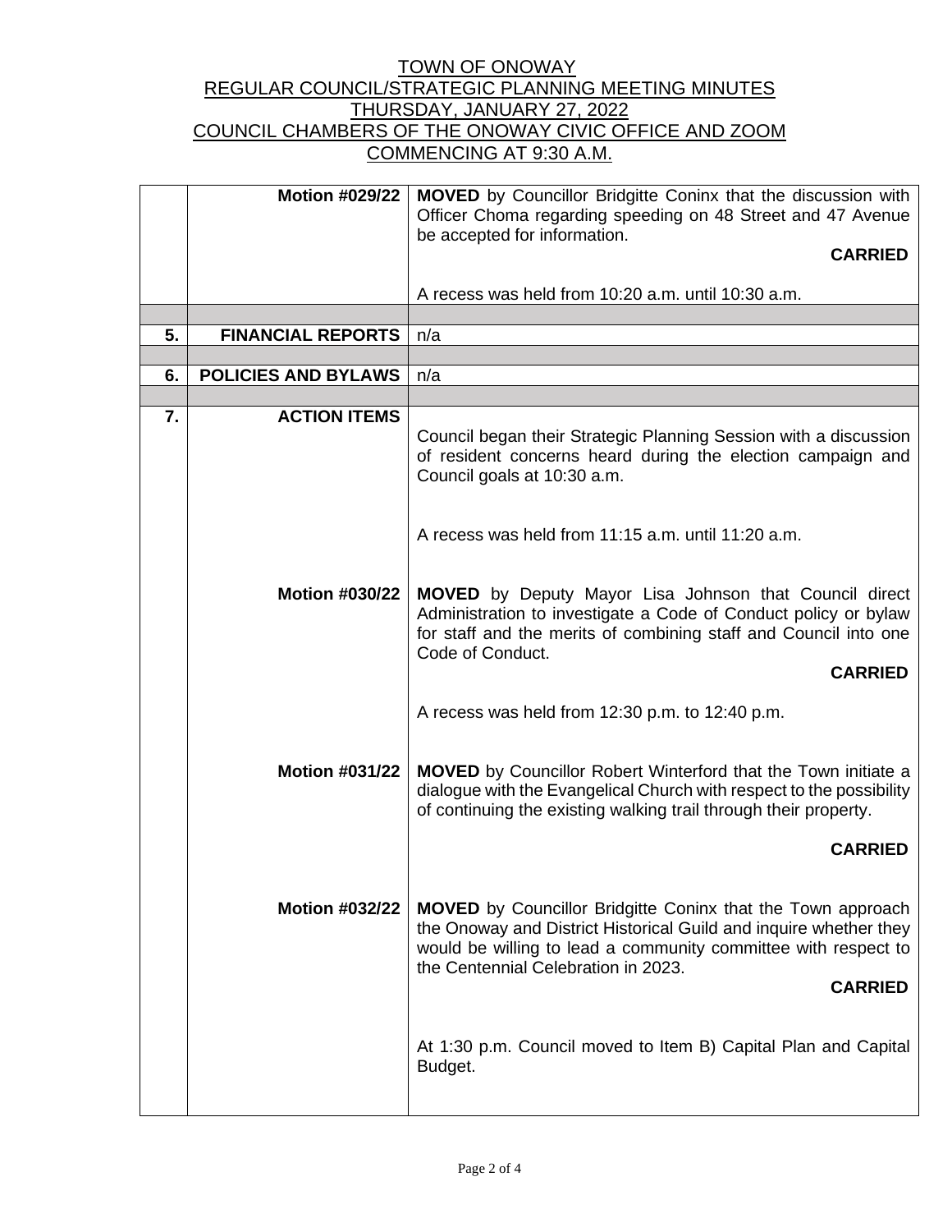TOWN OF ONOWAY
REGULAR COUNCIL/STRATEGIC PLANNING MEETING MINUTES
THURSDAY, JANUARY 27, 2022
COUNCIL CHAMBERS OF THE ONOWAY CIVIC OFFICE AND ZOOM
COMMENCING AT 9:30 A.M.

| | | |
|---|---|---|
| | **Motion #029/22** | **MOVED** by Councillor Bridgitte Coninx that the discussion with Officer Choma regarding speeding on 48 Street and 47 Avenue be accepted for information.<br><br>**CARRIED**<br><br>A recess was held from 10:20 a.m. until 10:30 a.m. |
| | | |
| **5.** | **FINANCIAL REPORTS** | n/a |
| | | |
| **6.** | **POLICIES AND BYLAWS** | n/a |
| | | |
| **7.** | **ACTION ITEMS** | Council began their Strategic Planning Session with a discussion of resident concerns heard during the election campaign and Council goals at 10:30 a.m.<br><br>A recess was held from 11:15 a.m. until 11:20 a.m. |
| | **Motion #030/22** | **MOVED** by Deputy Mayor Lisa Johnson that Council direct Administration to investigate a Code of Conduct policy or bylaw for staff and the merits of combining staff and Council into one Code of Conduct.<br><br>**CARRIED**<br><br>A recess was held from 12:30 p.m. to 12:40 p.m. |
| | **Motion #031/22** | **MOVED** by Councillor Robert Winterford that the Town initiate a dialogue with the Evangelical Church with respect to the possibility of continuing the existing walking trail through their property.<br><br>**CARRIED** |
| | **Motion #032/22** | **MOVED** by Councillor Bridgitte Coninx that the Town approach the Onoway and District Historical Guild and inquire whether they would be willing to lead a community committee with respect to the Centennial Celebration in 2023.<br><br>**CARRIED**<br><br>At 1:30 p.m. Council moved to Item B) Capital Plan and Capital Budget. |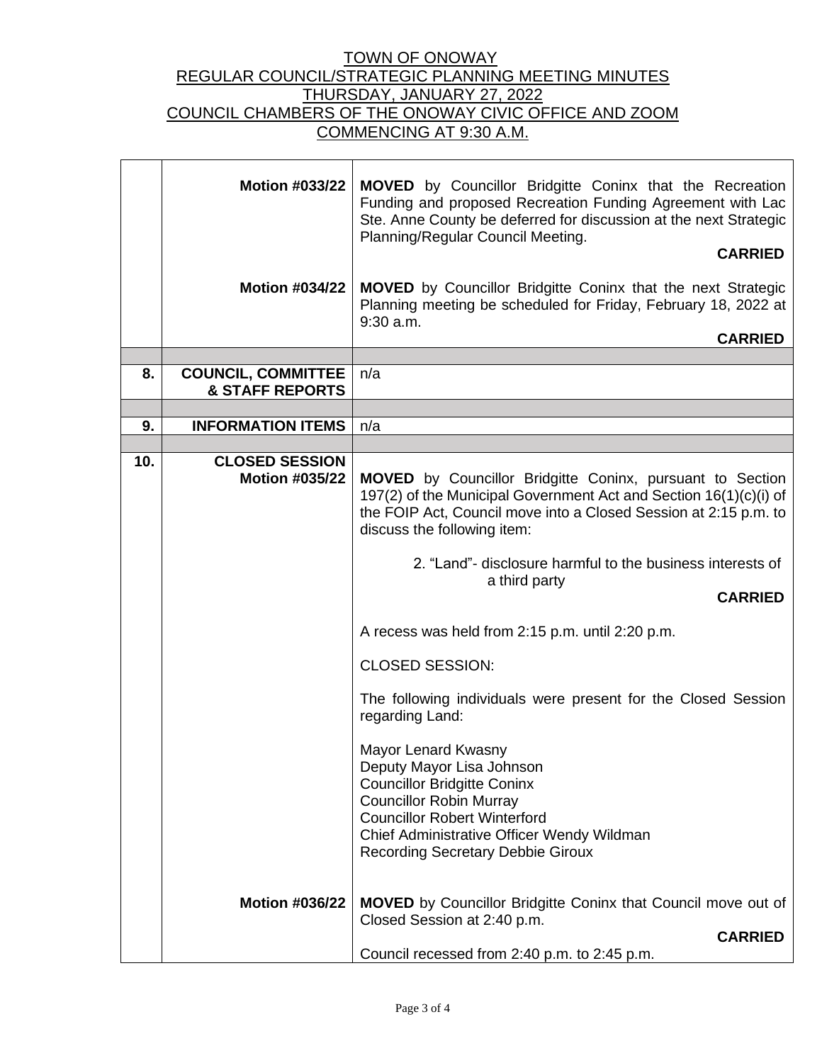TOWN OF ONOWAY
REGULAR COUNCIL/STRATEGIC PLANNING MEETING MINUTES
THURSDAY, JANUARY 27, 2022
COUNCIL CHAMBERS OF THE ONOWAY CIVIC OFFICE AND ZOOM
COMMENCING AT 9:30 A.M.

| | | |
|---|---|---|
| | **Motion #033/22** | **MOVED** by Councillor Bridgitte Coninx that the Recreation Funding and proposed Recreation Funding Agreement with Lac Ste. Anne County be deferred for discussion at the next Strategic Planning/Regular Council Meeting. **CARRIED** |
| | **Motion #034/22** | **MOVED** by Councillor Bridgitte Coninx that the next Strategic Planning meeting be scheduled for Friday, February 18, 2022 at 9:30 a.m. **CARRIED** |
| | | |
| **8.** | **COUNCIL, COMMITTEE & STAFF REPORTS** | n/a |
| | | |
| **9.** | **INFORMATION ITEMS** | n/a |
| | | |
| **10.** | **CLOSED SESSION** **Motion #035/22** | **MOVED** by Councillor Bridgitte Coninx, pursuant to Section 197(2) of the Municipal Government Act and Section 16(1)(c)(i) of the FOIP Act, Council move into a Closed Session at 2:15 p.m. to discuss the following item:<br><br>2. "Land"- disclosure harmful to the business interests of a third party **CARRIED**<br><br>A recess was held from 2:15 p.m. until 2:20 p.m.<br><br>CLOSED SESSION:<br><br>The following individuals were present for the Closed Session regarding Land:<br><br>Mayor Lenard Kwasny<br>Deputy Mayor Lisa Johnson<br>Councillor Bridgitte Coninx<br>Councillor Robin Murray<br>Councillor Robert Winterford<br>Chief Administrative Officer Wendy Wildman<br>Recording Secretary Debbie Giroux |
| | **Motion #036/22** | **MOVED** by Councillor Bridgitte Coninx that Council move out of Closed Session at 2:40 p.m. **CARRIED**<br><br>Council recessed from 2:40 p.m. to 2:45 p.m. |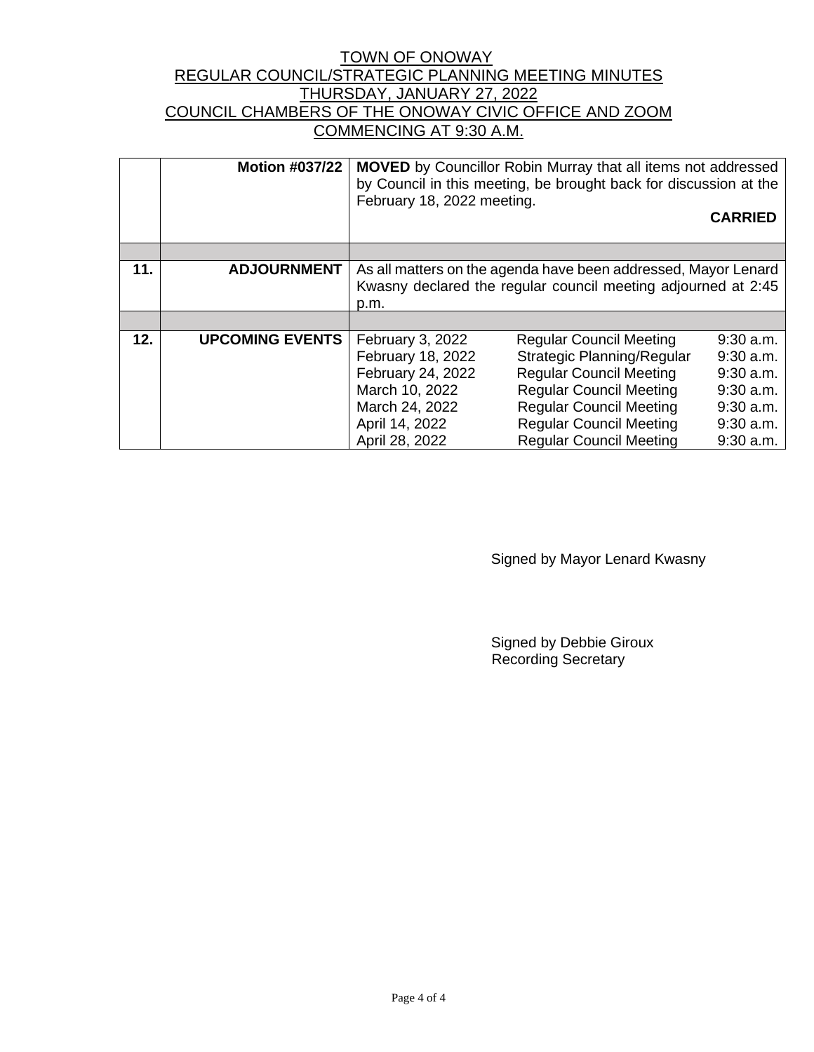TOWN OF ONOWAY
REGULAR COUNCIL/STRATEGIC PLANNING MEETING MINUTES
THURSDAY, JANUARY 27, 2022
COUNCIL CHAMBERS OF THE ONOWAY CIVIC OFFICE AND ZOOM
COMMENCING AT 9:30 A.M.

| | | |
|---|---|---|
| | **Motion #037/22** | **MOVED** by Councillor Robin Murray that all items not addressed by Council in this meeting, be brought back for discussion at the February 18, 2022 meeting. **CARRIED** |
| | | |
| **11.** | **ADJOURNMENT** | As all matters on the agenda have been addressed, Mayor Lenard Kwasny declared the regular council meeting adjourned at 2:45 p.m. |
| | | |
| **12.** | **UPCOMING EVENTS** | February 3, 2022 — Regular Council Meeting — 9:30 a.m.<br>February 18, 2022 — Strategic Planning/Regular — 9:30 a.m.<br>February 24, 2022 — Regular Council Meeting — 9:30 a.m.<br>March 10, 2022 — Regular Council Meeting — 9:30 a.m.<br>March 24, 2022 — Regular Council Meeting — 9:30 a.m.<br>April 14, 2022 — Regular Council Meeting — 9:30 a.m.<br>April 28, 2022 — Regular Council Meeting — 9:30 a.m. |

Signed by Mayor Lenard Kwasny

Signed by Debbie Giroux
Recording Secretary